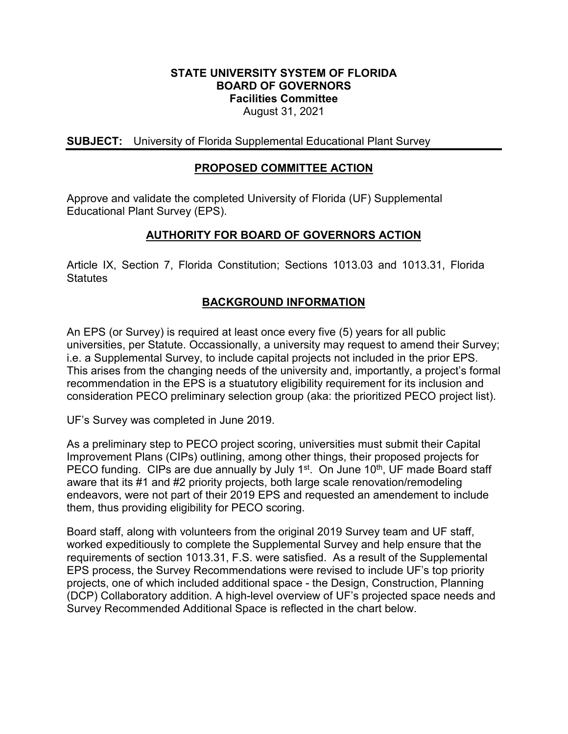**STATE UNIVERSITY SYSTEM OF FLORIDA**
**BOARD OF GOVERNORS**
**Facilities Committee**
August 31, 2021

**SUBJECT:** University of Florida Supplemental Educational Plant Survey

## PROPOSED COMMITTEE ACTION

Approve and validate the completed University of Florida (UF) Supplemental Educational Plant Survey (EPS).

## AUTHORITY FOR BOARD OF GOVERNORS ACTION

Article IX, Section 7, Florida Constitution; Sections 1013.03 and 1013.31, Florida Statutes

## BACKGROUND INFORMATION

An EPS (or Survey) is required at least once every five (5) years for all public universities, per Statute. Occassionally, a university may request to amend their Survey; i.e. a Supplemental Survey, to include capital projects not included in the prior EPS. This arises from the changing needs of the university and, importantly, a project's formal recommendation in the EPS is a stuatutory eligibility requirement for its inclusion and consideration PECO preliminary selection group (aka: the prioritized PECO project list).

UF's Survey was completed in June 2019.

As a preliminary step to PECO project scoring, universities must submit their Capital Improvement Plans (CIPs) outlining, among other things, their proposed projects for PECO funding. CIPs are due annually by July 1st. On June 10th, UF made Board staff aware that its #1 and #2 priority projects, both large scale renovation/remodeling endeavors, were not part of their 2019 EPS and requested an amendement to include them, thus providing eligibility for PECO scoring.

Board staff, along with volunteers from the original 2019 Survey team and UF staff, worked expeditiously to complete the Supplemental Survey and help ensure that the requirements of section 1013.31, F.S. were satisfied. As a result of the Supplemental EPS process, the Survey Recommendations were revised to include UF's top priority projects, one of which included additional space - the Design, Construction, Planning (DCP) Collaboratory addition. A high-level overview of UF's projected space needs and Survey Recommended Additional Space is reflected in the chart below.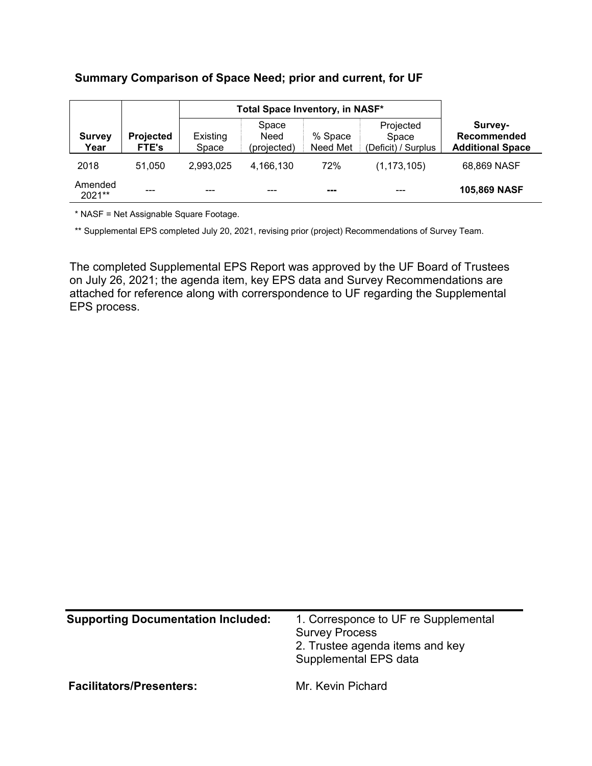**Summary Comparison of Space Need; prior and current, for UF**

| | | Total Space Inventory, in NASF* | | | | |
|---|---|---|---|---|---|---|
| **Survey Year** | **Projected FTE's** | Existing Space | Space Need (projected) | % Space Need Met | Projected Space (Deficit) / Surplus | **Survey-Recommended Additional Space** |
| 2018 | 51,050 | 2,993,025 | 4,166,130 | 72% | (1,173,105) | 68,869 NASF |
| Amended 2021** | --- | --- | --- | **---** | --- | **105,869 NASF** |

\* NASF = Net Assignable Square Footage.

\** Supplemental EPS completed July 20, 2021, revising prior (project) Recommendations of Survey Team.

The completed Supplemental EPS Report was approved by the UF Board of Trustees on July 26, 2021; the agenda item, key EPS data and Survey Recommendations are attached for reference along with correrspondence to UF regarding the Supplemental EPS process.

| | |
|---|---|
| **Supporting Documentation Included:** | 1. Corresponce to UF re Supplemental Survey Process<br>2. Trustee agenda items and key Supplemental EPS data |
| **Facilitators/Presenters:** | Mr. Kevin Pichard |